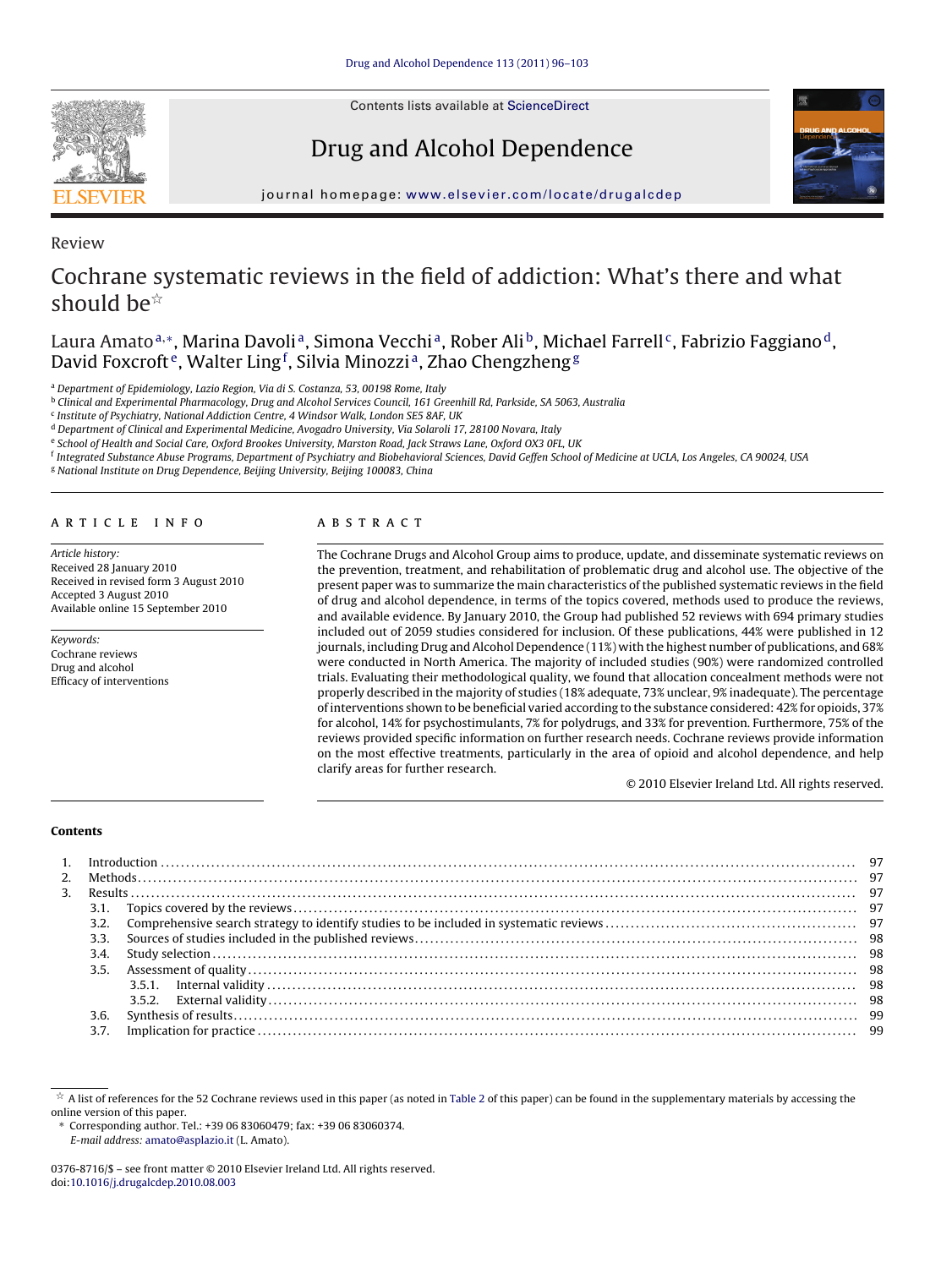Review

# Cochrane systematic reviews in the field of addiction: What's there and what should be☆

Laura Amato[a,*], Marina Davoli[a], Simona Vecchi[a], Rober Ali[b], Michael Farrell[c], Fabrizio Faggiano[d], David Foxcroft[e], Walter Ling[f], Silvia Minozzi[a], Zhao Chengzheng[g]

[a] Department of Epidemiology, Lazio Region, Via di S. Costanza, 53, 00198 Rome, Italy
[b] Clinical and Experimental Pharmacology, Drug and Alcohol Services Council, 161 Greenhill Rd, Parkside, SA 5063, Australia
[c] Institute of Psychiatry, National Addiction Centre, 4 Windsor Walk, London SE5 8AF, UK
[d] Department of Clinical and Experimental Medicine, Avogadro University, Via Solaroli 17, 28100 Novara, Italy
[e] School of Health and Social Care, Oxford Brookes University, Marston Road, Jack Straws Lane, Oxford OX3 0FL, UK
[f] Integrated Substance Abuse Programs, Department of Psychiatry and Biobehavioral Sciences, David Geffen School of Medicine at UCLA, Los Angeles, CA 90024, USA
[g] National Institute on Drug Dependence, Beijing University, Beijing 100083, China

## ARTICLE INFO

*Article history:*
Received 28 January 2010
Received in revised form 3 August 2010
Accepted 3 August 2010
Available online 15 September 2010

*Keywords:*
Cochrane reviews
Drug and alcohol
Efficacy of interventions

## ABSTRACT

The Cochrane Drugs and Alcohol Group aims to produce, update, and disseminate systematic reviews on the prevention, treatment, and rehabilitation of problematic drug and alcohol use. The objective of the present paper was to summarize the main characteristics of the published systematic reviews in the field of drug and alcohol dependence, in terms of the topics covered, methods used to produce the reviews, and available evidence. By January 2010, the Group had published 52 reviews with 694 primary studies included out of 2059 studies considered for inclusion. Of these publications, 44% were published in 12 journals, including Drug and Alcohol Dependence (11%) with the highest number of publications, and 68% were conducted in North America. The majority of included studies (90%) were randomized controlled trials. Evaluating their methodological quality, we found that allocation concealment methods were not properly described in the majority of studies (18% adequate, 73% unclear, 9% inadequate). The percentage of interventions shown to be beneficial varied according to the substance considered: 42% for opioids, 37% for alcohol, 14% for psychostimulants, 7% for polydrugs, and 33% for prevention. Furthermore, 75% of the reviews provided specific information on further research needs. Cochrane reviews provide information on the most effective treatments, particularly in the area of opioid and alcohol dependence, and help clarify areas for further research.

© 2010 Elsevier Ireland Ltd. All rights reserved.

**Contents**

1. Introduction ..... 97
2. Methods ..... 97
3. Results ..... 97
   - 3.1. Topics covered by the reviews ..... 97
   - 3.2. Comprehensive search strategy to identify studies to be included in systematic reviews ..... 97
   - 3.3. Sources of studies included in the published reviews ..... 98
   - 3.4. Study selection ..... 98
   - 3.5. Assessment of quality ..... 98
     - 3.5.1. Internal validity ..... 98
     - 3.5.2. External validity ..... 98
   - 3.6. Synthesis of results ..... 99
   - 3.7. Implication for practice ..... 99

☆ A list of references for the 52 Cochrane reviews used in this paper (as noted in Table 2 of this paper) can be found in the supplementary materials by accessing the online version of this paper.

\* Corresponding author. Tel.: +39 06 83060479; fax: +39 06 83060374.
*E-mail address:* amato@asplazio.it (L. Amato).

0376-8716/$ – see front matter © 2010 Elsevier Ireland Ltd. All rights reserved.
doi:10.1016/j.drugalcdep.2010.08.003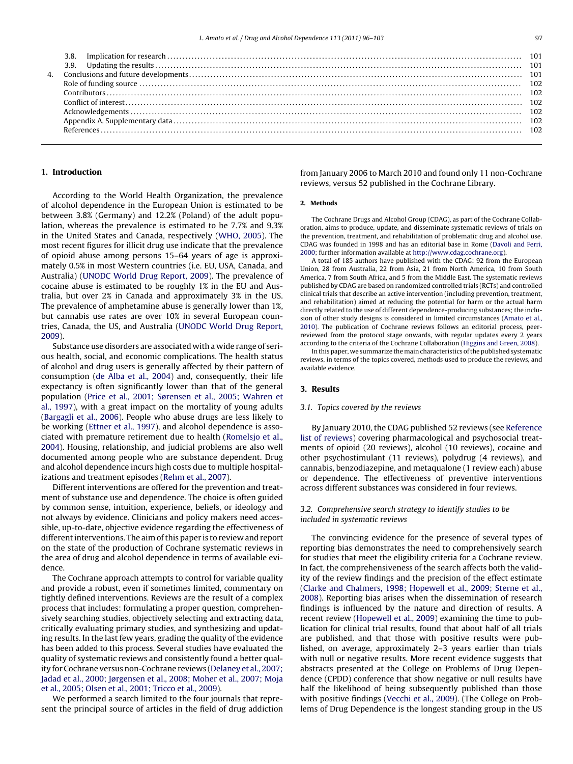3.8. Implication for research ........ 101
3.9. Updating the results ........ 101
4. Conclusions and future developments ........ 101
Role of funding source ........ 102
Contributors ........ 102
Conflict of interest ........ 102
Acknowledgements ........ 102
Appendix A. Supplementary data ........ 102
References ........ 102

## 1. Introduction

According to the World Health Organization, the prevalence of alcohol dependence in the European Union is estimated to be between 3.8% (Germany) and 12.2% (Poland) of the adult population, whereas the prevalence is estimated to be 7.7% and 9.3% in the United States and Canada, respectively (WHO, 2005). The most recent figures for illicit drug use indicate that the prevalence of opioid abuse among persons 15–64 years of age is approximately 0.5% in most Western countries (i.e. EU, USA, Canada, and Australia) (UNODC World Drug Report, 2009). The prevalence of cocaine abuse is estimated to be roughly 1% in the EU and Australia, but over 2% in Canada and approximately 3% in the US. The prevalence of amphetamine abuse is generally lower than 1%, but cannabis use rates are over 10% in several European countries, Canada, the US, and Australia (UNODC World Drug Report, 2009).

Substance use disorders are associated with a wide range of serious health, social, and economic complications. The health status of alcohol and drug users is generally affected by their pattern of consumption (de Alba et al., 2004) and, consequently, their life expectancy is often significantly lower than that of the general population (Price et al., 2001; Sørensen et al., 2005; Wahren et al., 1997), with a great impact on the mortality of young adults (Bargagli et al., 2006). People who abuse drugs are less likely to be working (Ettner et al., 1997), and alcohol dependence is associated with premature retirement due to health (Romelsjo et al., 2004). Housing, relationship, and judicial problems are also well documented among people who are substance dependent. Drug and alcohol dependence incurs high costs due to multiple hospitalizations and treatment episodes (Rehm et al., 2007).

Different interventions are offered for the prevention and treatment of substance use and dependence. The choice is often guided by common sense, intuition, experience, beliefs, or ideology and not always by evidence. Clinicians and policy makers need accessible, up-to-date, objective evidence regarding the effectiveness of different interventions. The aim of this paper is to review and report on the state of the production of Cochrane systematic reviews in the area of drug and alcohol dependence in terms of available evidence.

The Cochrane approach attempts to control for variable quality and provide a robust, even if sometimes limited, commentary on tightly defined interventions. Reviews are the result of a complex process that includes: formulating a proper question, comprehensively searching studies, objectively selecting and extracting data, critically evaluating primary studies, and synthesizing and updating results. In the last few years, grading the quality of the evidence has been added to this process. Several studies have evaluated the quality of systematic reviews and consistently found a better quality for Cochrane versus non-Cochrane reviews (Delaney et al., 2007; Jadad et al., 2000; Jørgensen et al., 2008; Moher et al., 2007; Moja et al., 2005; Olsen et al., 2001; Tricco et al., 2009).

We performed a search limited to the four journals that represent the principal source of articles in the field of drug addiction from January 2006 to March 2010 and found only 11 non-Cochrane reviews, versus 52 published in the Cochrane Library.

## 2. Methods

The Cochrane Drugs and Alcohol Group (CDAG), as part of the Cochrane Collaboration, aims to produce, update, and disseminate systematic reviews of trials on the prevention, treatment, and rehabilitation of problematic drug and alcohol use. CDAG was founded in 1998 and has an editorial base in Rome (Davoli and Ferri, 2000; further information available at http://www.cdag.cochrane.org).

A total of 185 authors have published with the CDAG: 92 from the European Union, 28 from Australia, 22 from Asia, 21 from North America, 10 from South America, 7 from South Africa, and 5 from the Middle East. The systematic reviews published by CDAG are based on randomized controlled trials (RCTs) and controlled clinical trials that describe an active intervention (including prevention, treatment, and rehabilitation) aimed at reducing the potential for harm or the actual harm directly related to the use of different dependence-producing substances; the inclusion of other study designs is considered in limited circumstances (Amato et al., 2010). The publication of Cochrane reviews follows an editorial process, peer-reviewed from the protocol stage onwards, with regular updates every 2 years according to the criteria of the Cochrane Collaboration (Higgins and Green, 2008).

In this paper, we summarize the main characteristics of the published systematic reviews, in terms of the topics covered, methods used to produce the reviews, and available evidence.

## 3. Results

### 3.1. Topics covered by the reviews

By January 2010, the CDAG published 52 reviews (see Reference list of reviews) covering pharmacological and psychosocial treatments of opioid (20 reviews), alcohol (10 reviews), cocaine and other psychostimulant (11 reviews), polydrug (4 reviews), and cannabis, benzodiazepine, and metaqualone (1 review each) abuse or dependence. The effectiveness of preventive interventions across different substances was considered in four reviews.

### 3.2. Comprehensive search strategy to identify studies to be included in systematic reviews

The convincing evidence for the presence of several types of reporting bias demonstrates the need to comprehensively search for studies that meet the eligibility criteria for a Cochrane review. In fact, the comprehensiveness of the search affects both the validity of the review findings and the precision of the effect estimate (Clarke and Chalmers, 1998; Hopewell et al., 2009; Sterne et al., 2008). Reporting bias arises when the dissemination of research findings is influenced by the nature and direction of results. A recent review (Hopewell et al., 2009) examining the time to publication for clinical trial results, found that about half of all trials are published, and that those with positive results were published, on average, approximately 2–3 years earlier than trials with null or negative results. More recent evidence suggests that abstracts presented at the College on Problems of Drug Dependence (CPDD) conference that show negative or null results have half the likelihood of being subsequently published than those with positive findings (Vecchi et al., 2009). (The College on Problems of Drug Dependence is the longest standing group in the US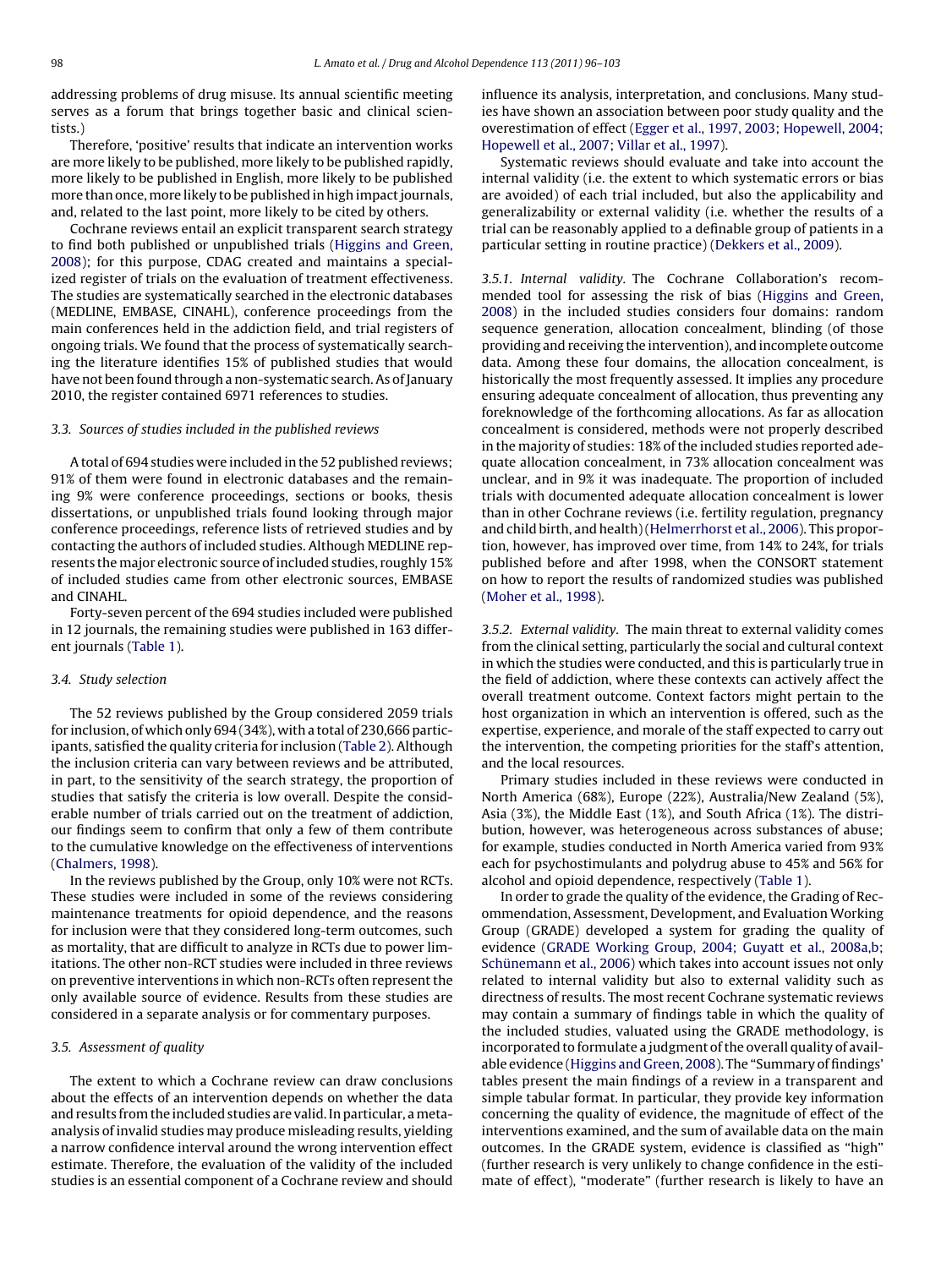addressing problems of drug misuse. Its annual scientific meeting serves as a forum that brings together basic and clinical scientists.)

Therefore, 'positive' results that indicate an intervention works are more likely to be published, more likely to be published rapidly, more likely to be published in English, more likely to be published more than once, more likely to be published in high impact journals, and, related to the last point, more likely to be cited by others.

Cochrane reviews entail an explicit transparent search strategy to find both published or unpublished trials (Higgins and Green, 2008); for this purpose, CDAG created and maintains a specialized register of trials on the evaluation of treatment effectiveness. The studies are systematically searched in the electronic databases (MEDLINE, EMBASE, CINAHL), conference proceedings from the main conferences held in the addiction field, and trial registers of ongoing trials. We found that the process of systematically searching the literature identifies 15% of published studies that would have not been found through a non-systematic search. As of January 2010, the register contained 6971 references to studies.

### 3.3. Sources of studies included in the published reviews

A total of 694 studies were included in the 52 published reviews; 91% of them were found in electronic databases and the remaining 9% were conference proceedings, sections or books, thesis dissertations, or unpublished trials found looking through major conference proceedings, reference lists of retrieved studies and by contacting the authors of included studies. Although MEDLINE represents the major electronic source of included studies, roughly 15% of included studies came from other electronic sources, EMBASE and CINAHL.

Forty-seven percent of the 694 studies included were published in 12 journals, the remaining studies were published in 163 different journals (Table 1).

### 3.4. Study selection

The 52 reviews published by the Group considered 2059 trials for inclusion, of which only 694 (34%), with a total of 230,666 participants, satisfied the quality criteria for inclusion (Table 2). Although the inclusion criteria can vary between reviews and be attributed, in part, to the sensitivity of the search strategy, the proportion of studies that satisfy the criteria is low overall. Despite the considerable number of trials carried out on the treatment of addiction, our findings seem to confirm that only a few of them contribute to the cumulative knowledge on the effectiveness of interventions (Chalmers, 1998).

In the reviews published by the Group, only 10% were not RCTs. These studies were included in some of the reviews considering maintenance treatments for opioid dependence, and the reasons for inclusion were that they considered long-term outcomes, such as mortality, that are difficult to analyze in RCTs due to power limitations. The other non-RCT studies were included in three reviews on preventive interventions in which non-RCTs often represent the only available source of evidence. Results from these studies are considered in a separate analysis or for commentary purposes.

### 3.5. Assessment of quality

The extent to which a Cochrane review can draw conclusions about the effects of an intervention depends on whether the data and results from the included studies are valid. In particular, a meta-analysis of invalid studies may produce misleading results, yielding a narrow confidence interval around the wrong intervention effect estimate. Therefore, the evaluation of the validity of the included studies is an essential component of a Cochrane review and should influence its analysis, interpretation, and conclusions. Many studies have shown an association between poor study quality and the overestimation of effect (Egger et al., 1997, 2003; Hopewell, 2004; Hopewell et al., 2007; Villar et al., 1997).

Systematic reviews should evaluate and take into account the internal validity (i.e. the extent to which systematic errors or bias are avoided) of each trial included, but also the applicability and generalizability or external validity (i.e. whether the results of a trial can be reasonably applied to a definable group of patients in a particular setting in routine practice) (Dekkers et al., 2009).

*3.5.1. Internal validity.* The Cochrane Collaboration's recommended tool for assessing the risk of bias (Higgins and Green, 2008) in the included studies considers four domains: random sequence generation, allocation concealment, blinding (of those providing and receiving the intervention), and incomplete outcome data. Among these four domains, the allocation concealment, is historically the most frequently assessed. It implies any procedure ensuring adequate concealment of allocation, thus preventing any foreknowledge of the forthcoming allocations. As far as allocation concealment is considered, methods were not properly described in the majority of studies: 18% of the included studies reported adequate allocation concealment, in 73% allocation concealment was unclear, and in 9% it was inadequate. The proportion of included trials with documented adequate allocation concealment is lower than in other Cochrane reviews (i.e. fertility regulation, pregnancy and child birth, and health) (Helmerrhorst et al., 2006). This proportion, however, has improved over time, from 14% to 24%, for trials published before and after 1998, when the CONSORT statement on how to report the results of randomized studies was published (Moher et al., 1998).

*3.5.2. External validity.* The main threat to external validity comes from the clinical setting, particularly the social and cultural context in which the studies were conducted, and this is particularly true in the field of addiction, where these contexts can actively affect the overall treatment outcome. Context factors might pertain to the host organization in which an intervention is offered, such as the expertise, experience, and morale of the staff expected to carry out the intervention, the competing priorities for the staff's attention, and the local resources.

Primary studies included in these reviews were conducted in North America (68%), Europe (22%), Australia/New Zealand (5%), Asia (3%), the Middle East (1%), and South Africa (1%). The distribution, however, was heterogeneous across substances of abuse; for example, studies conducted in North America varied from 93% each for psychostimulants and polydrug abuse to 45% and 56% for alcohol and opioid dependence, respectively (Table 1).

In order to grade the quality of the evidence, the Grading of Recommendation, Assessment, Development, and Evaluation Working Group (GRADE) developed a system for grading the quality of evidence (GRADE Working Group, 2004; Guyatt et al., 2008a,b; Schünemann et al., 2006) which takes into account issues not only related to internal validity but also to external validity such as directness of results. The most recent Cochrane systematic reviews may contain a summary of findings table in which the quality of the included studies, valuated using the GRADE methodology, is incorporated to formulate a judgment of the overall quality of available evidence (Higgins and Green, 2008). The "Summary of findings' tables present the main findings of a review in a transparent and simple tabular format. In particular, they provide key information concerning the quality of evidence, the magnitude of effect of the interventions examined, and the sum of available data on the main outcomes. In the GRADE system, evidence is classified as "high" (further research is very unlikely to change confidence in the estimate of effect), "moderate" (further research is likely to have an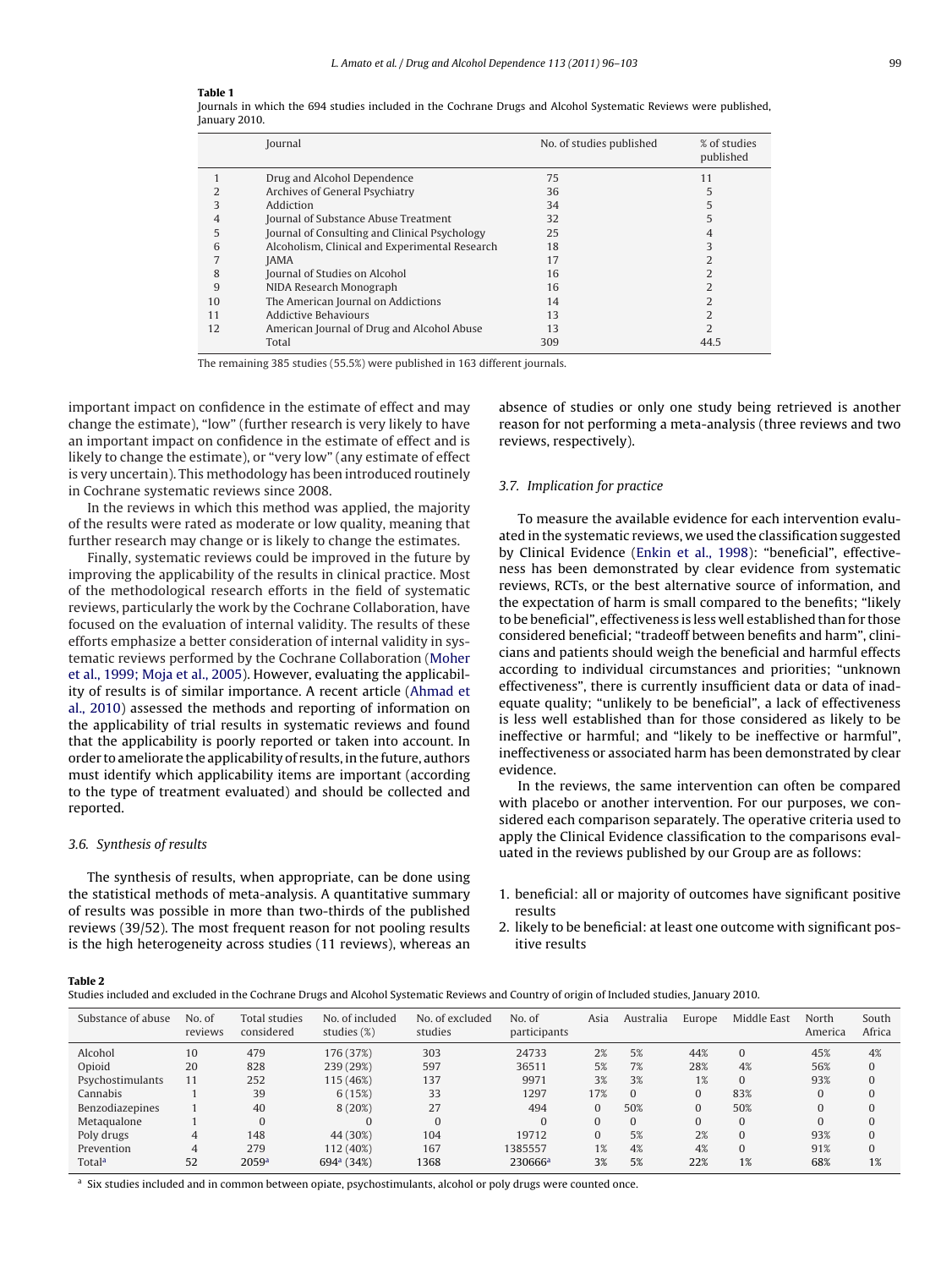**Table 1**
Journals in which the 694 studies included in the Cochrane Drugs and Alcohol Systematic Reviews were published, January 2010.

| | Journal | No. of studies published | % of studies published |
|---|---|---|---|
| 1 | Drug and Alcohol Dependence | 75 | 11 |
| 2 | Archives of General Psychiatry | 36 | 5 |
| 3 | Addiction | 34 | 5 |
| 4 | Journal of Substance Abuse Treatment | 32 | 5 |
| 5 | Journal of Consulting and Clinical Psychology | 25 | 4 |
| 6 | Alcoholism, Clinical and Experimental Research | 18 | 3 |
| 7 | JAMA | 17 | 2 |
| 8 | Journal of Studies on Alcohol | 16 | 2 |
| 9 | NIDA Research Monograph | 16 | 2 |
| 10 | The American Journal on Addictions | 14 | 2 |
| 11 | Addictive Behaviours | 13 | 2 |
| 12 | American Journal of Drug and Alcohol Abuse | 13 | 2 |
| | Total | 309 | 44.5 |

The remaining 385 studies (55.5%) were published in 163 different journals.

important impact on confidence in the estimate of effect and may change the estimate), "low" (further research is very likely to have an important impact on confidence in the estimate of effect and is likely to change the estimate), or "very low" (any estimate of effect is very uncertain). This methodology has been introduced routinely in Cochrane systematic reviews since 2008.

In the reviews in which this method was applied, the majority of the results were rated as moderate or low quality, meaning that further research may change or is likely to change the estimates.

Finally, systematic reviews could be improved in the future by improving the applicability of the results in clinical practice. Most of the methodological research efforts in the field of systematic reviews, particularly the work by the Cochrane Collaboration, have focused on the evaluation of internal validity. The results of these efforts emphasize a better consideration of internal validity in systematic reviews performed by the Cochrane Collaboration (Moher et al., 1999; Moja et al., 2005). However, evaluating the applicability of results is of similar importance. A recent article (Ahmad et al., 2010) assessed the methods and reporting of information on the applicability of trial results in systematic reviews and found that the applicability is poorly reported or taken into account. In order to ameliorate the applicability of results, in the future, authors must identify which applicability items are important (according to the type of treatment evaluated) and should be collected and reported.

### 3.6. Synthesis of results

The synthesis of results, when appropriate, can be done using the statistical methods of meta-analysis. A quantitative summary of results was possible in more than two-thirds of the published reviews (39/52). The most frequent reason for not pooling results is the high heterogeneity across studies (11 reviews), whereas an absence of studies or only one study being retrieved is another reason for not performing a meta-analysis (three reviews and two reviews, respectively).

### 3.7. Implication for practice

To measure the available evidence for each intervention evaluated in the systematic reviews, we used the classification suggested by Clinical Evidence (Enkin et al., 1998): "beneficial", effectiveness has been demonstrated by clear evidence from systematic reviews, RCTs, or the best alternative source of information, and the expectation of harm is small compared to the benefits; "likely to be beneficial", effectiveness is less well established than for those considered beneficial; "tradeoff between benefits and harm", clinicians and patients should weigh the beneficial and harmful effects according to individual circumstances and priorities; "unknown effectiveness", there is currently insufficient data or data of inadequate quality; "unlikely to be beneficial", a lack of effectiveness is less well established than for those considered as likely to be ineffective or harmful; and "likely to be ineffective or harmful", ineffectiveness or associated harm has been demonstrated by clear evidence.

In the reviews, the same intervention can often be compared with placebo or another intervention. For our purposes, we considered each comparison separately. The operative criteria used to apply the Clinical Evidence classification to the comparisons evaluated in the reviews published by our Group are as follows:

1. beneficial: all or majority of outcomes have significant positive results
2. likely to be beneficial: at least one outcome with significant positive results

**Table 2**
Studies included and excluded in the Cochrane Drugs and Alcohol Systematic Reviews and Country of origin of Included studies, January 2010.

| Substance of abuse | No. of reviews | Total studies considered | No. of included studies (%) | No. of excluded studies | No. of participants | Asia | Australia | Europe | Middle East | North America | South Africa |
|---|---|---|---|---|---|---|---|---|---|---|---|
| Alcohol | 10 | 479 | 176 (37%) | 303 | 24733 | 2% | 5% | 44% | 0 | 45% | 4% |
| Opioid | 20 | 828 | 239 (29%) | 597 | 36511 | 5% | 7% | 28% | 4% | 56% | 0 |
| Psychostimulants | 11 | 252 | 115 (46%) | 137 | 9971 | 3% | 3% | 1% | 0 | 93% | 0 |
| Cannabis | 1 | 39 | 6 (15%) | 33 | 1297 | 17% | 0 | 0 | 83% | 0 | 0 |
| Benzodiazepines | 1 | 40 | 8 (20%) | 27 | 494 | 0 | 50% | 0 | 50% | 0 | 0 |
| Metaqualone | 1 | 0 | 0 | 0 | 0 | 0 | 0 | 0 | 0 | 0 | 0 |
| Poly drugs | 4 | 148 | 44 (30%) | 104 | 19712 | 0 | 5% | 2% | 0 | 93% | 0 |
| Prevention | 4 | 279 | 112 (40%) | 167 | 1385557 | 1% | 4% | 4% | 0 | 91% | 0 |
| Total[a] | 52 | 2059[a] | 694[a] (34%) | 1368 | 230666[a] | 3% | 5% | 22% | 1% | 68% | 1% |

[a] Six studies included and in common between opiate, psychostimulants, alcohol or poly drugs were counted once.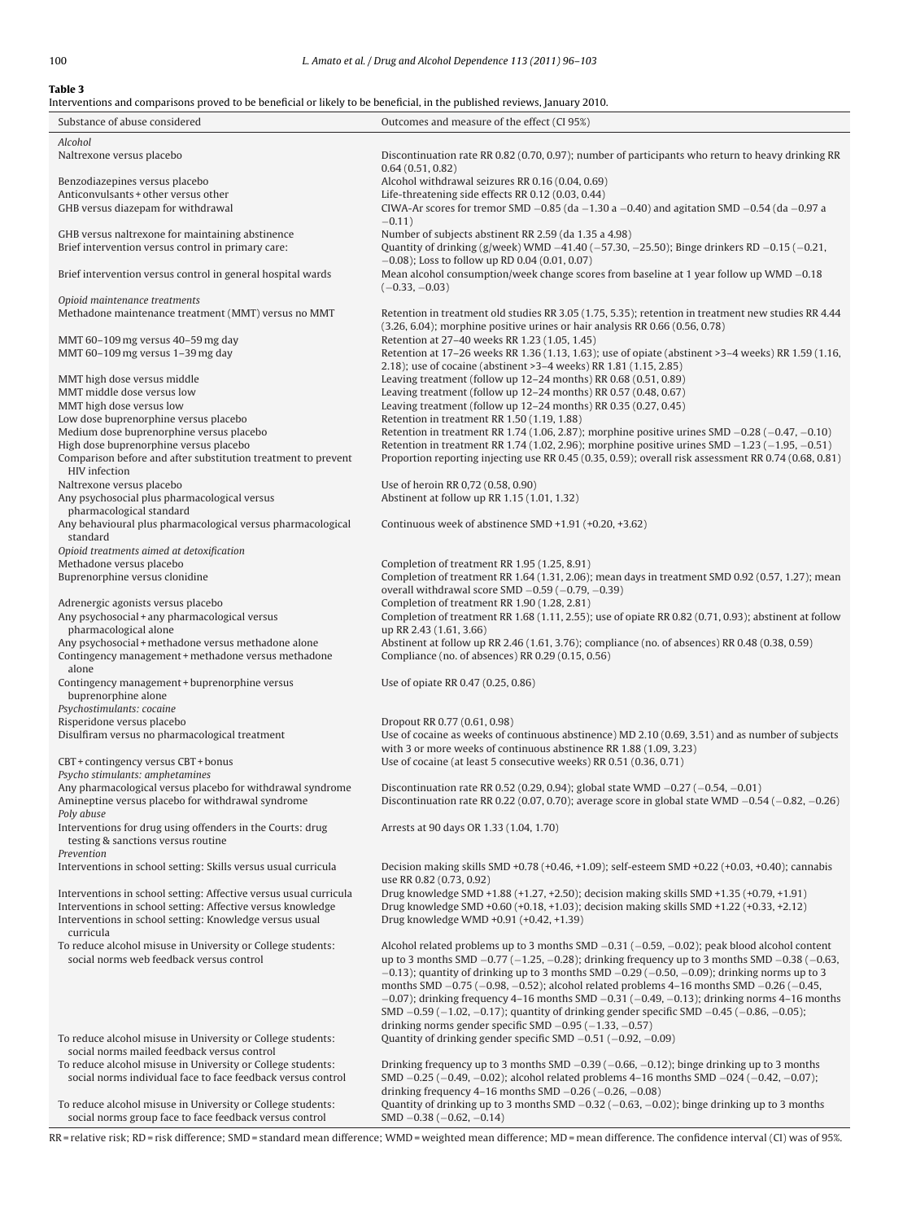**Table 3**
Interventions and comparisons proved to be beneficial or likely to be beneficial, in the published reviews, January 2010.

| Substance of abuse considered | Outcomes and measure of the effect (CI 95%) |
|---|---|
| *Alcohol* | |
| Naltrexone versus placebo | Discontinuation rate RR 0.82 (0.70, 0.97); number of participants who return to heavy drinking RR 0.64 (0.51, 0.82) |
| Benzodiazepines versus placebo | Alcohol withdrawal seizures RR 0.16 (0.04, 0.69) |
| Anticonvulsants + other versus other | Life-threatening side effects RR 0.12 (0.03, 0.44) |
| GHB versus diazepam for withdrawal | CIWA-Ar scores for tremor SMD −0.85 (da −1.30 a −0.40) and agitation SMD −0.54 (da −0.97 a −0.11) |
| GHB versus naltrexone for maintaining abstinence | Number of subjects abstinent RR 2.59 (da 1.35 a 4.98) |
| Brief intervention versus control in primary care: | Quantity of drinking (g/week) WMD −41.40 (−57.30, −25.50); Binge drinkers RD −0.15 (−0.21, −0.08); Loss to follow up RD 0.04 (0.01, 0.07) |
| Brief intervention versus control in general hospital wards | Mean alcohol consumption/week change scores from baseline at 1 year follow up WMD −0.18 (−0.33, −0.03) |
| *Opioid maintenance treatments* | |
| Methadone maintenance treatment (MMT) versus no MMT | Retention in treatment old studies RR 3.05 (1.75, 5.35); retention in treatment new studies RR 4.44 (3.26, 6.04); morphine positive urines or hair analysis RR 0.66 (0.56, 0.78) |
| MMT 60–109 mg versus 40–59 mg day | Retention at 27–40 weeks RR 1.23 (1.05, 1.45) |
| MMT 60–109 mg versus 1–39 mg day | Retention at 17–26 weeks RR 1.36 (1.13, 1.63); use of opiate (abstinent >3–4 weeks) RR 1.59 (1.16, 2.18); use of cocaine (abstinent >3–4 weeks) RR 1.81 (1.15, 2.85) |
| MMT high dose versus middle | Leaving treatment (follow up 12–24 months) RR 0.68 (0.51, 0.89) |
| MMT middle dose versus low | Leaving treatment (follow up 12–24 months) RR 0.57 (0.48, 0.67) |
| MMT high dose versus low | Leaving treatment (follow up 12–24 months) RR 0.35 (0.27, 0.45) |
| Low dose buprenorphine versus placebo | Retention in treatment RR 1.50 (1.19, 1.88) |
| Medium dose buprenorphine versus placebo | Retention in treatment RR 1.74 (1.06, 2.87); morphine positive urines SMD −0.28 (−0.47, −0.10) |
| High dose buprenorphine versus placebo | Retention in treatment RR 1.74 (1.02, 2.96); morphine positive urines SMD −1.23 (−1.95, −0.51) |
| Comparison before and after substitution treatment to prevent HIV infection | Proportion reporting injecting use RR 0.45 (0.35, 0.59); overall risk assessment RR 0.74 (0.68, 0.81) |
| Naltrexone versus placebo | Use of heroin RR 0,72 (0.58, 0.90) |
| Any psychosocial plus pharmacological versus pharmacological standard | Abstinent at follow up RR 1.15 (1.01, 1.32) |
| Any behavioural plus pharmacological versus pharmacological standard | Continuous week of abstinence SMD +1.91 (+0.20, +3.62) |
| *Opioid treatments aimed at detoxification* | |
| Methadone versus placebo | Completion of treatment RR 1.95 (1.25, 8.91) |
| Buprenorphine versus clonidine | Completion of treatment RR 1.64 (1.31, 2.06); mean days in treatment SMD 0.92 (0.57, 1.27); mean overall withdrawal score SMD −0.59 (−0.79, −0.39) |
| Adrenergic agonists versus placebo | Completion of treatment RR 1.90 (1.28, 2.81) |
| Any psychosocial + any pharmacological versus pharmacological alone | Completion of treatment RR 1.68 (1.11, 2.55); use of opiate RR 0.82 (0.71, 0.93); abstinent at follow up RR 2.43 (1.61, 3.66) |
| Any psychosocial + methadone versus methadone alone | Abstinent at follow up RR 2.46 (1.61, 3.76); compliance (no. of absences) RR 0.48 (0.38, 0.59) |
| Contingency management + methadone versus methadone alone | Compliance (no. of absences) RR 0.29 (0.15, 0.56) |
| Contingency management + buprenorphine versus buprenorphine alone | Use of opiate RR 0.47 (0.25, 0.86) |
| *Psychostimulants: cocaine* | |
| Risperidone versus placebo | Dropout RR 0.77 (0.61, 0.98) |
| Disulfiram versus no pharmacological treatment | Use of cocaine as weeks of continuous abstinence) MD 2.10 (0.69, 3.51) and as number of subjects with 3 or more weeks of continuous abstinence RR 1.88 (1.09, 3.23) |
| CBT + contingency versus CBT + bonus | Use of cocaine (at least 5 consecutive weeks) RR 0.51 (0.36, 0.71) |
| *Psycho stimulants: amphetamines* | |
| Any pharmacological versus placebo for withdrawal syndrome | Discontinuation rate RR 0.52 (0.29, 0.94); global state WMD −0.27 (−0.54, −0.01) |
| Amineptine versus placebo for withdrawal syndrome | Discontinuation rate RR 0.22 (0.07, 0.70); average score in global state WMD −0.54 (−0.82, −0.26) |
| *Poly abuse* | |
| Interventions for drug using offenders in the Courts: drug testing & sanctions versus routine | Arrests at 90 days OR 1.33 (1.04, 1.70) |
| *Prevention* | |
| Interventions in school setting: Skills versus usual curricula | Decision making skills SMD +0.78 (+0.46, +1.09); self-esteem SMD +0.22 (+0.03, +0.40); cannabis use RR 0.82 (0.73, 0.92) |
| Interventions in school setting: Affective versus usual curricula | Drug knowledge SMD +1.88 (+1.27, +2.50); decision making skills SMD +1.35 (+0.79, +1.91) |
| Interventions in school setting: Affective versus knowledge | Drug knowledge SMD +0.60 (+0.18, +1.03); decision making skills SMD +1.22 (+0.33, +2.12) |
| Interventions in school setting: Knowledge versus usual curricula | Drug knowledge WMD +0.91 (+0.42, +1.39) |
| To reduce alcohol misuse in University or College students: social norms web feedback versus control | Alcohol related problems up to 3 months SMD −0.31 (−0.59, −0.02); peak blood alcohol content up to 3 months SMD −0.77 (−1.25, −0.28); drinking frequency up to 3 months SMD −0.38 (−0.63, −0.13); quantity of drinking up to 3 months SMD −0.29 (−0.50, −0.09); drinking norms up to 3 months SMD −0.75 (−0.98, −0.52); alcohol related problems 4–16 months SMD −0.26 (−0.45, −0.07); drinking frequency 4–16 months SMD −0.31 (−0.49, −0.13); drinking norms 4–16 months SMD −0.59 (−1.02, −0.17); quantity of drinking gender specific SMD −0.45 (−0.86, −0.05); drinking norms gender specific SMD −0.95 (−1.33, −0.57) |
| To reduce alcohol misuse in University or College students: social norms mailed feedback versus control | Quantity of drinking gender specific SMD −0.51 (−0.92, −0.09) |
| To reduce alcohol misuse in University or College students: social norms individual face to face feedback versus control | Drinking frequency up to 3 months SMD −0.39 (−0.66, −0.12); binge drinking up to 3 months SMD −0.25 (−0.49, −0.02); alcohol related problems 4–16 months SMD −024 (−0.42, −0.07); drinking frequency 4–16 months SMD −0.26 (−0.26, −0.08) |
| To reduce alcohol misuse in University or College students: social norms group face to face feedback versus control | Quantity of drinking up to 3 months SMD −0.32 (−0.63, −0.02); binge drinking up to 3 months SMD −0.38 (−0.62, −0.14) |

RR = relative risk; RD = risk difference; SMD = standard mean difference; WMD = weighted mean difference; MD = mean difference. The confidence interval (CI) was of 95%.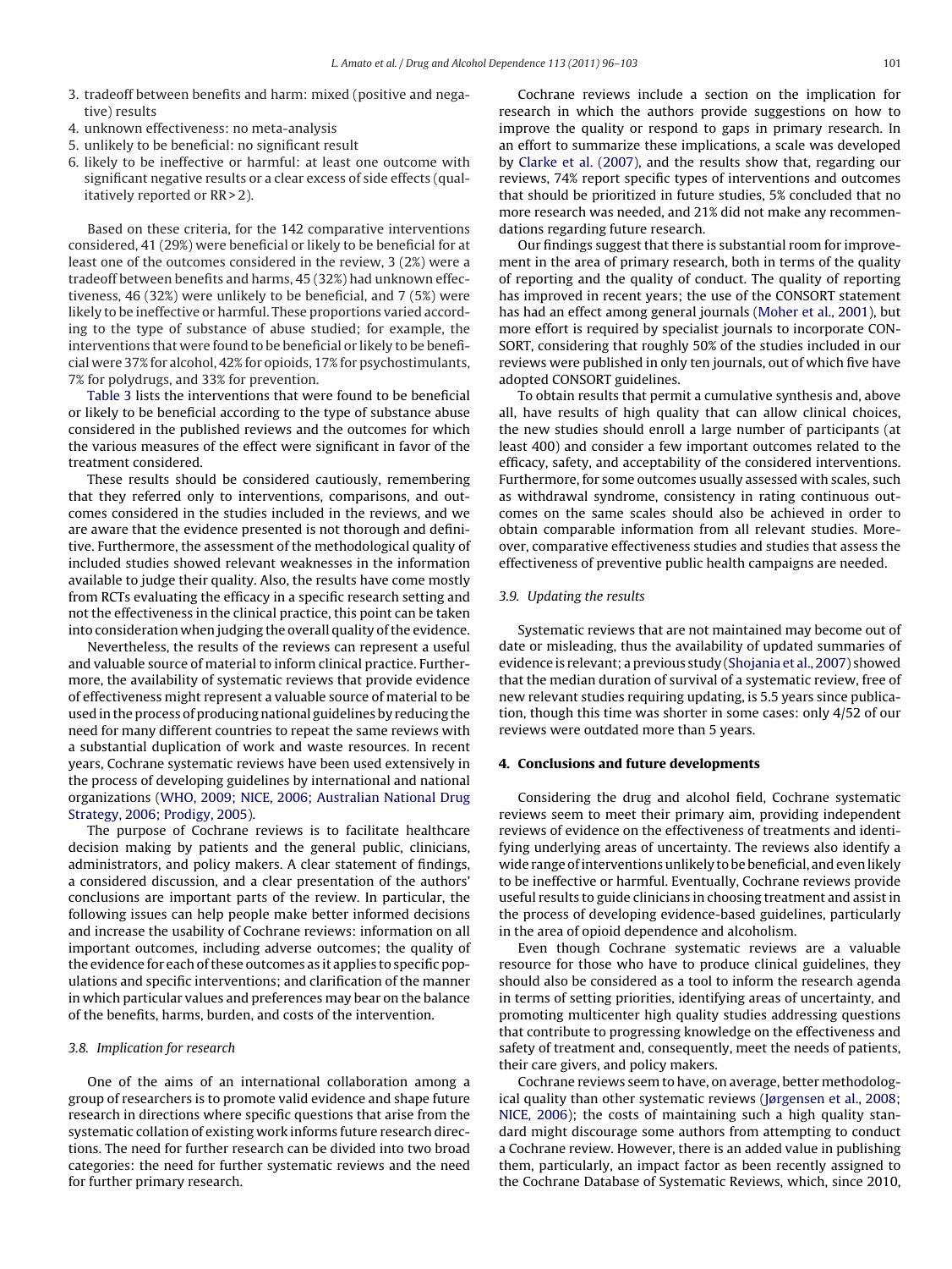3. tradeoff between benefits and harm: mixed (positive and negative) results
4. unknown effectiveness: no meta-analysis
5. unlikely to be beneficial: no significant result
6. likely to be ineffective or harmful: at least one outcome with significant negative results or a clear excess of side effects (qualitatively reported or RR > 2).

Based on these criteria, for the 142 comparative interventions considered, 41 (29%) were beneficial or likely to be beneficial for at least one of the outcomes considered in the review, 3 (2%) were a tradeoff between benefits and harms, 45 (32%) had unknown effectiveness, 46 (32%) were unlikely to be beneficial, and 7 (5%) were likely to be ineffective or harmful. These proportions varied according to the type of substance of abuse studied; for example, the interventions that were found to be beneficial or likely to be beneficial were 37% for alcohol, 42% for opioids, 17% for psychostimulants, 7% for polydrugs, and 33% for prevention.

Table 3 lists the interventions that were found to be beneficial or likely to be beneficial according to the type of substance abuse considered in the published reviews and the outcomes for which the various measures of the effect were significant in favor of the treatment considered.

These results should be considered cautiously, remembering that they referred only to interventions, comparisons, and outcomes considered in the studies included in the reviews, and we are aware that the evidence presented is not thorough and definitive. Furthermore, the assessment of the methodological quality of included studies showed relevant weaknesses in the information available to judge their quality. Also, the results have come mostly from RCTs evaluating the efficacy in a specific research setting and not the effectiveness in the clinical practice, this point can be taken into consideration when judging the overall quality of the evidence.

Nevertheless, the results of the reviews can represent a useful and valuable source of material to inform clinical practice. Furthermore, the availability of systematic reviews that provide evidence of effectiveness might represent a valuable source of material to be used in the process of producing national guidelines by reducing the need for many different countries to repeat the same reviews with a substantial duplication of work and waste resources. In recent years, Cochrane systematic reviews have been used extensively in the process of developing guidelines by international and national organizations (WHO, 2009; NICE, 2006; Australian National Drug Strategy, 2006; Prodigy, 2005).

The purpose of Cochrane reviews is to facilitate healthcare decision making by patients and the general public, clinicians, administrators, and policy makers. A clear statement of findings, a considered discussion, and a clear presentation of the authors' conclusions are important parts of the review. In particular, the following issues can help people make better informed decisions and increase the usability of Cochrane reviews: information on all important outcomes, including adverse outcomes; the quality of the evidence for each of these outcomes as it applies to specific populations and specific interventions; and clarification of the manner in which particular values and preferences may bear on the balance of the benefits, harms, burden, and costs of the intervention.

### 3.8. Implication for research

One of the aims of an international collaboration among a group of researchers is to promote valid evidence and shape future research in directions where specific questions that arise from the systematic collation of existing work informs future research directions. The need for further research can be divided into two broad categories: the need for further systematic reviews and the need for further primary research.

Cochrane reviews include a section on the implication for research in which the authors provide suggestions on how to improve the quality or respond to gaps in primary research. In an effort to summarize these implications, a scale was developed by Clarke et al. (2007), and the results show that, regarding our reviews, 74% report specific types of interventions and outcomes that should be prioritized in future studies, 5% concluded that no more research was needed, and 21% did not make any recommendations regarding future research.

Our findings suggest that there is substantial room for improvement in the area of primary research, both in terms of the quality of reporting and the quality of conduct. The quality of reporting has improved in recent years; the use of the CONSORT statement has had an effect among general journals (Moher et al., 2001), but more effort is required by specialist journals to incorporate CONSORT, considering that roughly 50% of the studies included in our reviews were published in only ten journals, out of which five have adopted CONSORT guidelines.

To obtain results that permit a cumulative synthesis and, above all, have results of high quality that can allow clinical choices, the new studies should enroll a large number of participants (at least 400) and consider a few important outcomes related to the efficacy, safety, and acceptability of the considered interventions. Furthermore, for some outcomes usually assessed with scales, such as withdrawal syndrome, consistency in rating continuous outcomes on the same scales should also be achieved in order to obtain comparable information from all relevant studies. Moreover, comparative effectiveness studies and studies that assess the effectiveness of preventive public health campaigns are needed.

### 3.9. Updating the results

Systematic reviews that are not maintained may become out of date or misleading, thus the availability of updated summaries of evidence is relevant; a previous study (Shojania et al., 2007) showed that the median duration of survival of a systematic review, free of new relevant studies requiring updating, is 5.5 years since publication, though this time was shorter in some cases: only 4/52 of our reviews were outdated more than 5 years.

## 4. Conclusions and future developments

Considering the drug and alcohol field, Cochrane systematic reviews seem to meet their primary aim, providing independent reviews of evidence on the effectiveness of treatments and identifying underlying areas of uncertainty. The reviews also identify a wide range of interventions unlikely to be beneficial, and even likely to be ineffective or harmful. Eventually, Cochrane reviews provide useful results to guide clinicians in choosing treatment and assist in the process of developing evidence-based guidelines, particularly in the area of opioid dependence and alcoholism.

Even though Cochrane systematic reviews are a valuable resource for those who have to produce clinical guidelines, they should also be considered as a tool to inform the research agenda in terms of setting priorities, identifying areas of uncertainty, and promoting multicenter high quality studies addressing questions that contribute to progressing knowledge on the effectiveness and safety of treatment and, consequently, meet the needs of patients, their care givers, and policy makers.

Cochrane reviews seem to have, on average, better methodological quality than other systematic reviews (Jørgensen et al., 2008; NICE, 2006); the costs of maintaining such a high quality standard might discourage some authors from attempting to conduct a Cochrane review. However, there is an added value in publishing them, particularly, an impact factor as been recently assigned to the Cochrane Database of Systematic Reviews, which, since 2010,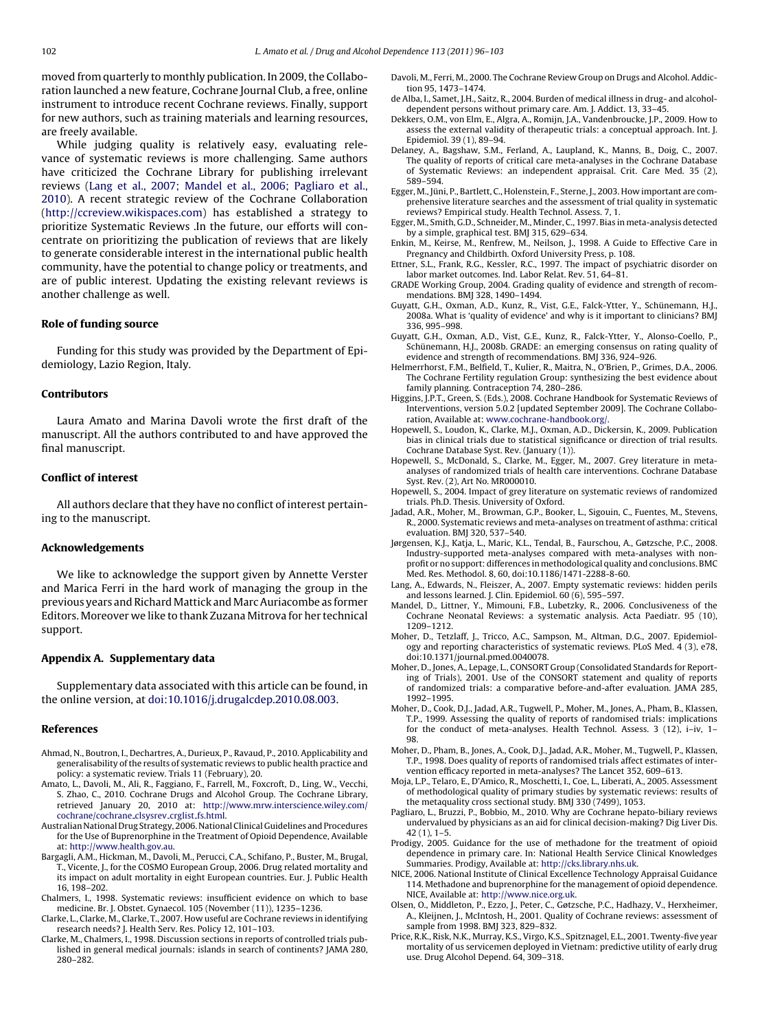moved from quarterly to monthly publication. In 2009, the Collaboration launched a new feature, Cochrane Journal Club, a free, online instrument to introduce recent Cochrane reviews. Finally, support for new authors, such as training materials and learning resources, are freely available.

While judging quality is relatively easy, evaluating relevance of systematic reviews is more challenging. Same authors have criticized the Cochrane Library for publishing irrelevant reviews (Lang et al., 2007; Mandel et al., 2006; Pagliaro et al., 2010). A recent strategic review of the Cochrane Collaboration (http://ccreview.wikispaces.com) has established a strategy to prioritize Systematic Reviews .In the future, our efforts will concentrate on prioritizing the publication of reviews that are likely to generate considerable interest in the international public health community, have the potential to change policy or treatments, and are of public interest. Updating the existing relevant reviews is another challenge as well.

## Role of funding source

Funding for this study was provided by the Department of Epidemiology, Lazio Region, Italy.

## Contributors

Laura Amato and Marina Davoli wrote the first draft of the manuscript. All the authors contributed to and have approved the final manuscript.

## Conflict of interest

All authors declare that they have no conflict of interest pertaining to the manuscript.

## Acknowledgements

We like to acknowledge the support given by Annette Verster and Marica Ferri in the hard work of managing the group in the previous years and Richard Mattick and Marc Auriacombe as former Editors. Moreover we like to thank Zuzana Mitrova for her technical support.

## Appendix A. Supplementary data

Supplementary data associated with this article can be found, in the online version, at doi:10.1016/j.drugalcdep.2010.08.003.

## References

Ahmad, N., Boutron, I., Dechartres, A., Durieux, P., Ravaud, P., 2010. Applicability and generalisability of the results of systematic reviews to public health practice and policy: a systematic review. Trials 11 (February), 20.

Amato, L., Davoli, M., Ali, R., Faggiano, F., Farrell, M., Foxcroft, D., Ling, W., Vecchi, S. Zhao, C., 2010. Cochrane Drugs and Alcohol Group. The Cochrane Library, retrieved January 20, 2010 at: http://www.mrw.interscience.wiley.com/cochrane/cochrane_clsysrev_crglist_fs.html.

Australian National Drug Strategy, 2006. National Clinical Guidelines and Procedures for the Use of Buprenorphine in the Treatment of Opioid Dependence, Available at: http://www.health.gov.au.

Bargagli, A.M., Hickman, M., Davoli, M., Perucci, C.A., Schifano, P., Buster, M., Brugal, T., Vicente, J., for the COSMO European Group, 2006. Drug related mortality and its impact on adult mortality in eight European countries. Eur. J. Public Health 16, 198–202.

Chalmers, I., 1998. Systematic reviews: insufficient evidence on which to base medicine. Br. J. Obstet. Gynaecol. 105 (November (11)), 1235–1236.

Clarke, L., Clarke, M., Clarke, T., 2007. How useful are Cochrane reviews in identifying research needs? J. Health Serv. Res. Policy 12, 101–103.

Clarke, M., Chalmers, I., 1998. Discussion sections in reports of controlled trials published in general medical journals: islands in search of continents? JAMA 280, 280–282.

Davoli, M., Ferri, M., 2000. The Cochrane Review Group on Drugs and Alcohol. Addiction 95, 1473–1474.

de Alba, I., Samet, J.H., Saitz, R., 2004. Burden of medical illness in drug- and alcohol-dependent persons without primary care. Am. J. Addict. 13, 33–45.

Dekkers, O.M., von Elm, E., Algra, A., Romijn, J.A., Vandenbroucke, J.P., 2009. How to assess the external validity of therapeutic trials: a conceptual approach. Int. J. Epidemiol. 39 (1), 89–94.

Delaney, A., Bagshaw, S.M., Ferland, A., Laupland, K., Manns, B., Doig, C., 2007. The quality of reports of critical care meta-analyses in the Cochrane Database of Systematic Reviews: an independent appraisal. Crit. Care Med. 35 (2), 589–594.

Egger, M., Jüni, P., Bartlett, C., Holenstein, F., Sterne, J., 2003. How important are comprehensive literature searches and the assessment of trial quality in systematic reviews? Empirical study. Health Technol. Assess. 7, 1.

Egger, M., Smith, G.D., Schneider, M., Minder, C., 1997. Bias in meta-analysis detected by a simple, graphical test. BMJ 315, 629–634.

Enkin, M., Keirse, M., Renfrew, M., Neilson, J., 1998. A Guide to Effective Care in Pregnancy and Childbirth. Oxford University Press, p. 108.

Ettner, S.L., Frank, R.G., Kessler, R.C., 1997. The impact of psychiatric disorder on labor market outcomes. Ind. Labor Relat. Rev. 51, 64–81.

GRADE Working Group, 2004. Grading quality of evidence and strength of recommendations. BMJ 328, 1490–1494.

Guyatt, G.H., Oxman, A.D., Kunz, R., Vist, G.E., Falck-Ytter, Y., Schünemann, H.J., 2008a. What is 'quality of evidence' and why is it important to clinicians? BMJ 336, 995–998.

Guyatt, G.H., Oxman, A.D., Vist, G.E., Kunz, R., Falck-Ytter, Y., Alonso-Coello, P., Schünemann, H.J., 2008b. GRADE: an emerging consensus on rating quality of evidence and strength of recommendations. BMJ 336, 924–926.

Helmerrhorst, F.M., Belfield, T., Kulier, R., Maitra, N., O'Brien, P., Grimes, D.A., 2006. The Cochrane Fertility regulation Group: synthesizing the best evidence about family planning. Contraception 74, 280–286.

Higgins, J.P.T., Green, S. (Eds.), 2008. Cochrane Handbook for Systematic Reviews of Interventions, version 5.0.2 [updated September 2009]. The Cochrane Collaboration, Available at: www.cochrane-handbook.org/.

Hopewell, S., Loudon, K., Clarke, M.J., Oxman, A.D., Dickersin, K., 2009. Publication bias in clinical trials due to statistical significance or direction of trial results. Cochrane Database Syst. Rev. (January (1)).

Hopewell, S., McDonald, S., Clarke, M., Egger, M., 2007. Grey literature in meta-analyses of randomized trials of health care interventions. Cochrane Database Syst. Rev. (2), Art No. MR000010.

Hopewell, S., 2004. Impact of grey literature on systematic reviews of randomized trials. Ph.D. Thesis. University of Oxford.

Jadad, A.R., Moher, M., Browman, G.P., Booker, L., Sigouin, C., Fuentes, M., Stevens, R., 2000. Systematic reviews and meta-analyses on treatment of asthma: critical evaluation. BMJ 320, 537–540.

Jørgensen, K.J., Katja, L., Maric, K.L., Tendal, B., Faurschou, A., Gøtzsche, P.C., 2008. Industry-supported meta-analyses compared with meta-analyses with non-profit or no support: differences in methodological quality and conclusions. BMC Med. Res. Methodol. 8, 60, doi:10.1186/1471-2288-8-60.

Lang, A., Edwards, N., Fleiszer, A., 2007. Empty systematic reviews: hidden perils and lessons learned. J. Clin. Epidemiol. 60 (6), 595–597.

Mandel, D., Littner, Y., Mimouni, F.B., Lubetzky, R., 2006. Conclusiveness of the Cochrane Neonatal Reviews: a systematic analysis. Acta Paediatr. 95 (10), 1209–1212.

Moher, D., Tetzlaff, J., Tricco, A.C., Sampson, M., Altman, D.G., 2007. Epidemiology and reporting characteristics of systematic reviews. PLoS Med. 4 (3), e78, doi:10.1371/journal.pmed.0040078.

Moher, D., Jones, A., Lepage, L., CONSORT Group (Consolidated Standards for Reporting of Trials), 2001. Use of the CONSORT statement and quality of reports of randomized trials: a comparative before-and-after evaluation. JAMA 285, 1992–1995.

Moher, D., Cook, D.J., Jadad, A.R., Tugwell, P., Moher, M., Jones, A., Pham, B., Klassen, T.P., 1999. Assessing the quality of reports of randomised trials: implications for the conduct of meta-analyses. Health Technol. Assess. 3 (12), i–iv, 1–98.

Moher, D., Pham, B., Jones, A., Cook, D.J., Jadad, A.R., Moher, M., Tugwell, P., Klassen, T.P., 1998. Does quality of reports of randomised trials affect estimates of intervention efficacy reported in meta-analyses? The Lancet 352, 609–613.

Moja, L.P., Telaro, E., D'Amico, R., Moschetti, I., Coe, L., Liberati, A., 2005. Assessment of methodological quality of primary studies by systematic reviews: results of the metaquality cross sectional study. BMJ 330 (7499), 1053.

Pagliaro, L., Bruzzi, P., Bobbio, M., 2010. Why are Cochrane hepato-biliary reviews undervalued by physicians as an aid for clinical decision-making? Dig Liver Dis. 42 (1), 1–5.

Prodigy, 2005. Guidance for the use of methadone for the treatment of opioid dependence in primary care. In: National Health Service Clinical Knowledges Summaries. Prodigy, Available at: http://cks.library.nhs.uk.

NICE, 2006. National Institute of Clinical Excellence Technology Appraisal Guidance 114. Methadone and buprenorphine for the management of opioid dependence. NICE, Available at: http://www.nice.org.uk.

Olsen, O., Middleton, P., Ezzo, J., Peter, C., Gøtzsche, P.C., Hadhazy, V., Herxheimer, A., Kleijnen, J., McIntosh, H., 2001. Quality of Cochrane reviews: assessment of sample from 1998. BMJ 323, 829–832.

Price, R.K., Risk, N.K., Murray, K.S., Virgo, K.S., Spitznagel, E.L., 2001. Twenty-five year mortality of us servicemen deployed in Vietnam: predictive utility of early drug use. Drug Alcohol Depend. 64, 309–318.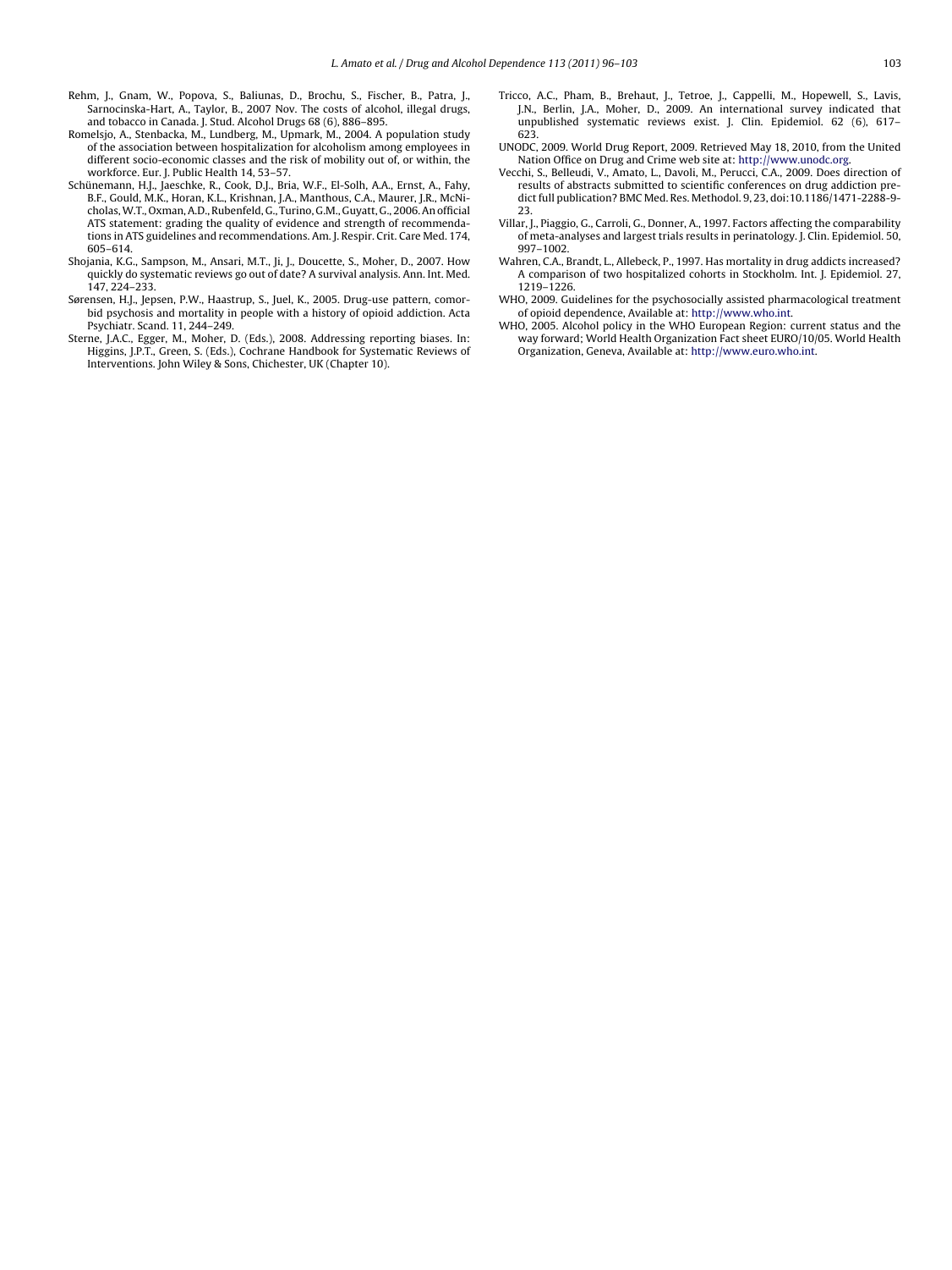Rehm, J., Gnam, W., Popova, S., Baliunas, D., Brochu, S., Fischer, B., Patra, J., Sarnocinska-Hart, A., Taylor, B., 2007 Nov. The costs of alcohol, illegal drugs, and tobacco in Canada. J. Stud. Alcohol Drugs 68 (6), 886–895.

Romelsjo, A., Stenbacka, M., Lundberg, M., Upmark, M., 2004. A population study of the association between hospitalization for alcoholism among employees in different socio-economic classes and the risk of mobility out of, or within, the workforce. Eur. J. Public Health 14, 53–57.

Schünemann, H.J., Jaeschke, R., Cook, D.J., Bria, W.F., El-Solh, A.A., Ernst, A., Fahy, B.F., Gould, M.K., Horan, K.L., Krishnan, J.A., Manthous, C.A., Maurer, J.R., McNicholas, W.T., Oxman, A.D., Rubenfeld, G., Turino, G.M., Guyatt, G., 2006. An official ATS statement: grading the quality of evidence and strength of recommendations in ATS guidelines and recommendations. Am. J. Respir. Crit. Care Med. 174, 605–614.

Shojania, K.G., Sampson, M., Ansari, M.T., Ji, J., Doucette, S., Moher, D., 2007. How quickly do systematic reviews go out of date? A survival analysis. Ann. Int. Med. 147, 224–233.

Sørensen, H.J., Jepsen, P.W., Haastrup, S., Juel, K., 2005. Drug-use pattern, comorbid psychosis and mortality in people with a history of opioid addiction. Acta Psychiatr. Scand. 11, 244–249.

Sterne, J.A.C., Egger, M., Moher, D. (Eds.), 2008. Addressing reporting biases. In: Higgins, J.P.T., Green, S. (Eds.), Cochrane Handbook for Systematic Reviews of Interventions. John Wiley & Sons, Chichester, UK (Chapter 10).

Tricco, A.C., Pham, B., Brehaut, J., Tetroe, J., Cappelli, M., Hopewell, S., Lavis, J.N., Berlin, J.A., Moher, D., 2009. An international survey indicated that unpublished systematic reviews exist. J. Clin. Epidemiol. 62 (6), 617–623.

UNODC, 2009. World Drug Report, 2009. Retrieved May 18, 2010, from the United Nation Office on Drug and Crime web site at: http://www.unodc.org.

Vecchi, S., Belleudi, V., Amato, L., Davoli, M., Perucci, C.A., 2009. Does direction of results of abstracts submitted to scientific conferences on drug addiction predict full publication? BMC Med. Res. Methodol. 9, 23, doi:10.1186/1471-2288-9-23.

Villar, J., Piaggio, G., Carroli, G., Donner, A., 1997. Factors affecting the comparability of meta-analyses and largest trials results in perinatology. J. Clin. Epidemiol. 50, 997–1002.

Wahren, C.A., Brandt, L., Allebeck, P., 1997. Has mortality in drug addicts increased? A comparison of two hospitalized cohorts in Stockholm. Int. J. Epidemiol. 27, 1219–1226.

WHO, 2009. Guidelines for the psychosocially assisted pharmacological treatment of opioid dependence, Available at: http://www.who.int.

WHO, 2005. Alcohol policy in the WHO European Region: current status and the way forward; World Health Organization Fact sheet EURO/10/05. World Health Organization, Geneva, Available at: http://www.euro.who.int.